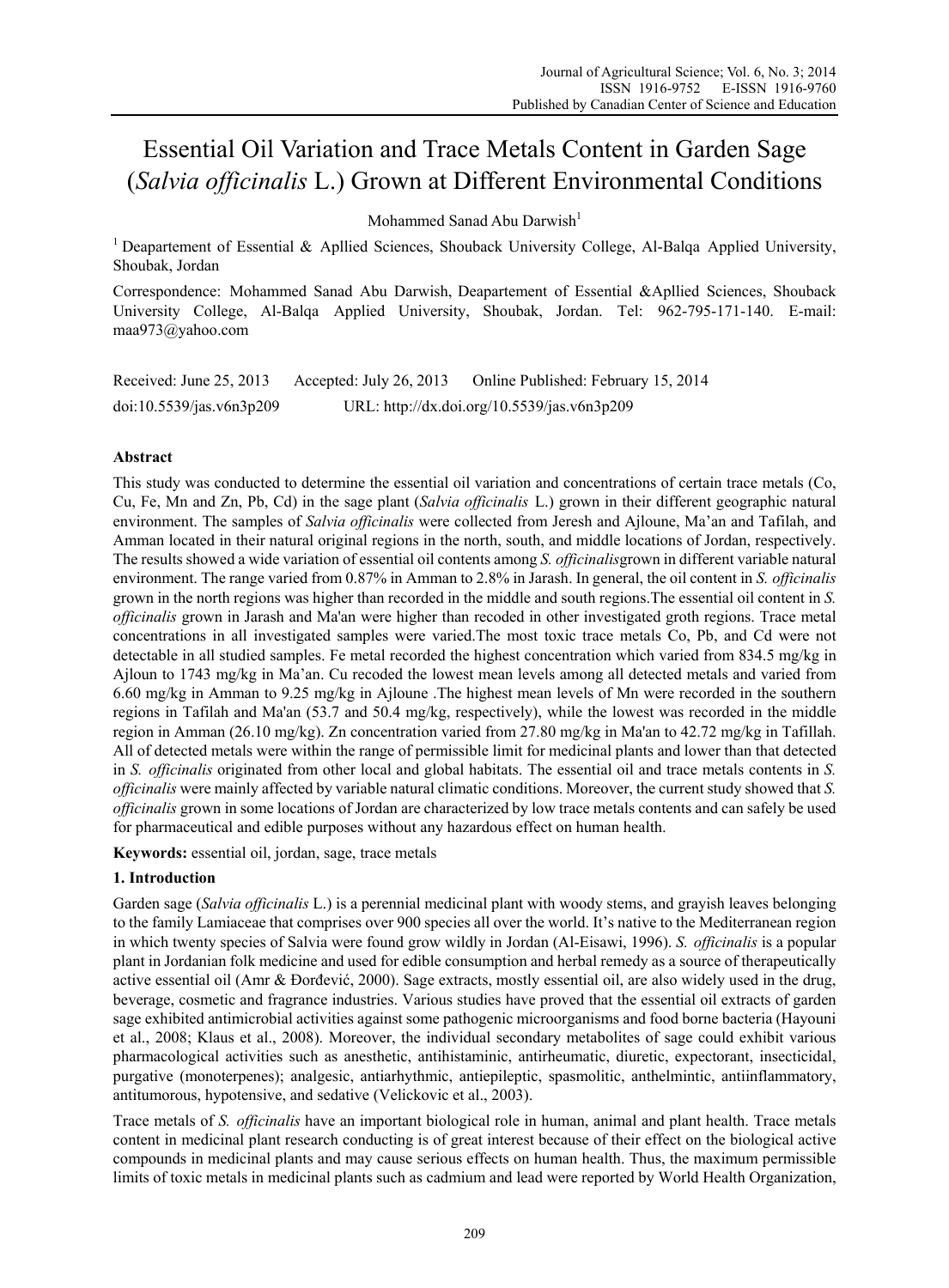# Essential Oil Variation and Trace Metals Content in Garden Sage (*Salvia officinalis* L.) Grown at Different Environmental Conditions

Mohammed Sanad Abu Darwish[1]

[1] Deapartement of Essential & Apllied Sciences, Shouback University College, Al-Balqa Applied University, Shoubak, Jordan

Correspondence: Mohammed Sanad Abu Darwish, Deapartement of Essential &Apllied Sciences, Shouback University College, Al-Balqa Applied University, Shoubak, Jordan. Tel: 962-795-171-140. E-mail: maa973@yahoo.com

Received: June 25, 2013 Accepted: July 26, 2013 Online Published: February 15, 2014

doi:10.5539/jas.v6n3p209 URL: http://dx.doi.org/10.5539/jas.v6n3p209

## Abstract

This study was conducted to determine the essential oil variation and concentrations of certain trace metals (Co, Cu, Fe, Mn and Zn, Pb, Cd) in the sage plant (*Salvia officinalis* L.) grown in their different geographic natural environment. The samples of *Salvia officinalis* were collected from Jeresh and Ajloune, Ma'an and Tafilah, and Amman located in their natural original regions in the north, south, and middle locations of Jordan, respectively. The results showed a wide variation of essential oil contents among *S. officinalis*grown in different variable natural environment. The range varied from 0.87% in Amman to 2.8% in Jarash. In general, the oil content in *S. officinalis* grown in the north regions was higher than recorded in the middle and south regions.The essential oil content in *S. officinalis* grown in Jarash and Ma'an were higher than recoded in other investigated groth regions. Trace metal concentrations in all investigated samples were varied.The most toxic trace metals Co, Pb, and Cd were not detectable in all studied samples. Fe metal recorded the highest concentration which varied from 834.5 mg/kg in Ajloun to 1743 mg/kg in Ma'an. Cu recoded the lowest mean levels among all detected metals and varied from 6.60 mg/kg in Amman to 9.25 mg/kg in Ajloune .The highest mean levels of Mn were recorded in the southern regions in Tafilah and Ma'an (53.7 and 50.4 mg/kg, respectively), while the lowest was recorded in the middle region in Amman (26.10 mg/kg). Zn concentration varied from 27.80 mg/kg in Ma'an to 42.72 mg/kg in Tafillah. All of detected metals were within the range of permissible limit for medicinal plants and lower than that detected in *S. officinalis* originated from other local and global habitats. The essential oil and trace metals contents in *S. officinalis* were mainly affected by variable natural climatic conditions. Moreover, the current study showed that *S. officinalis* grown in some locations of Jordan are characterized by low trace metals contents and can safely be used for pharmaceutical and edible purposes without any hazardous effect on human health.

**Keywords:** essential oil, jordan, sage, trace metals

## 1. Introduction

Garden sage (*Salvia officinalis* L.) is a perennial medicinal plant with woody stems, and grayish leaves belonging to the family Lamiaceae that comprises over 900 species all over the world. It's native to the Mediterranean region in which twenty species of Salvia were found grow wildly in Jordan (Al-Eisawi, 1996). *S. officinalis* is a popular plant in Jordanian folk medicine and used for edible consumption and herbal remedy as a source of therapeutically active essential oil (Amr & Đorđević, 2000). Sage extracts, mostly essential oil, are also widely used in the drug, beverage, cosmetic and fragrance industries. Various studies have proved that the essential oil extracts of garden sage exhibited antimicrobial activities against some pathogenic microorganisms and food borne bacteria (Hayouni et al., 2008; Klaus et al., 2008). Moreover, the individual secondary metabolites of sage could exhibit various pharmacological activities such as anesthetic, antihistaminic, antirheumatic, diuretic, expectorant, insecticidal, purgative (monoterpenes); analgesic, antiarhythmic, antiepileptic, spasmolitic, anthelmintic, antiinflammatory, antitumorous, hypotensive, and sedative (Velickovic et al., 2003).

Trace metals of *S. officinalis* have an important biological role in human, animal and plant health. Trace metals content in medicinal plant research conducting is of great interest because of their effect on the biological active compounds in medicinal plants and may cause serious effects on human health. Thus, the maximum permissible limits of toxic metals in medicinal plants such as cadmium and lead were reported by World Health Organization,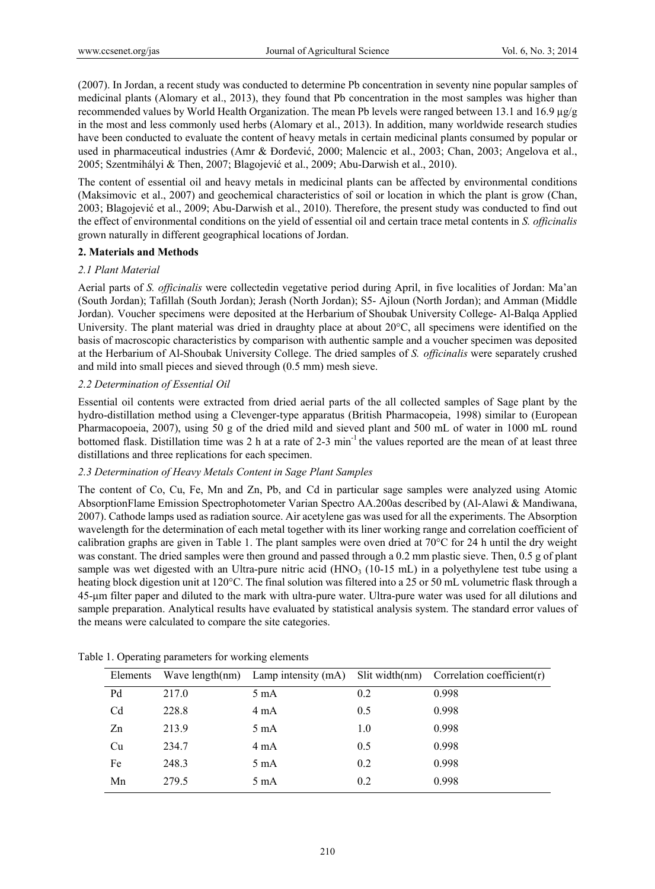(2007). In Jordan, a recent study was conducted to determine Pb concentration in seventy nine popular samples of medicinal plants (Alomary et al., 2013), they found that Pb concentration in the most samples was higher than recommended values by World Health Organization. The mean Pb levels were ranged between 13.1 and 16.9 µg/g in the most and less commonly used herbs (Alomary et al., 2013). In addition, many worldwide research studies have been conducted to evaluate the content of heavy metals in certain medicinal plants consumed by popular or used in pharmaceutical industries (Amr & Đorđević, 2000; Malencic et al., 2003; Chan, 2003; Angelova et al., 2005; Szentmihályi & Then, 2007; Blagojević et al., 2009; Abu-Darwish et al., 2010).

The content of essential oil and heavy metals in medicinal plants can be affected by environmental conditions (Maksimovic et al., 2007) and geochemical characteristics of soil or location in which the plant is grow (Chan, 2003; Blagojević et al., 2009; Abu-Darwish et al., 2010). Therefore, the present study was conducted to find out the effect of environmental conditions on the yield of essential oil and certain trace metal contents in *S. officinalis* grown naturally in different geographical locations of Jordan.

## 2. Materials and Methods

### *2.1 Plant Material*

Aerial parts of *S. officinalis* were collectedin vegetative period during April, in five localities of Jordan: Ma'an (South Jordan); Tafillah (South Jordan); Jerash (North Jordan); S5- Ajloun (North Jordan); and Amman (Middle Jordan). Voucher specimens were deposited at the Herbarium of Shoubak University College- Al-Balqa Applied University. The plant material was dried in draughty place at about 20°C, all specimens were identified on the basis of macroscopic characteristics by comparison with authentic sample and a voucher specimen was deposited at the Herbarium of Al-Shoubak University College. The dried samples of *S. officinalis* were separately crushed and mild into small pieces and sieved through (0.5 mm) mesh sieve.

### *2.2 Determination of Essential Oil*

Essential oil contents were extracted from dried aerial parts of the all collected samples of Sage plant by the hydro-distillation method using a Clevenger-type apparatus (British Pharmacopeia, 1998) similar to (European Pharmacopoeia, 2007), using 50 g of the dried mild and sieved plant and 500 mL of water in 1000 mL round bottomed flask. Distillation time was 2 h at a rate of 2-3 $min^{-1}$ the values reported are the mean of at least three distillations and three replications for each specimen.

### *2.3 Determination of Heavy Metals Content in Sage Plant Samples*

The content of Co, Cu, Fe, Mn and Zn, Pb, and Cd in particular sage samples were analyzed using Atomic AbsorptionFlame Emission Spectrophotometer Varian Spectro AA.200as described by (Al-Alawi & Mandiwana, 2007). Cathode lamps used as radiation source. Air acetylene gas was used for all the experiments. The Absorption wavelength for the determination of each metal together with its liner working range and correlation coefficient of calibration graphs are given in Table 1. The plant samples were oven dried at 70°C for 24 h until the dry weight was constant. The dried samples were then ground and passed through a 0.2 mm plastic sieve. Then, 0.5 g of plant sample was wet digested with an Ultra-pure nitric acid ($HNO_3$ (10-15 mL) in a polyethylene test tube using a heating block digestion unit at 120°C. The final solution was filtered into a 25 or 50 mL volumetric flask through a 45-µm filter paper and diluted to the mark with ultra-pure water. Ultra-pure water was used for all dilutions and sample preparation. Analytical results have evaluated by statistical analysis system. The standard error values of the means were calculated to compare the site categories.

Table 1. Operating parameters for working elements

| Elements | Wave length(nm) | Lamp intensity (mA) | Slit width(nm) | Correlation coefficient(r) |
|---|---|---|---|---|
| Pd | 217.0 | 5 mA | 0.2 | 0.998 |
| Cd | 228.8 | 4 mA | 0.5 | 0.998 |
| Zn | 213.9 | 5 mA | 1.0 | 0.998 |
| Cu | 234.7 | 4 mA | 0.5 | 0.998 |
| Fe | 248.3 | 5 mA | 0.2 | 0.998 |
| Mn | 279.5 | 5 mA | 0.2 | 0.998 |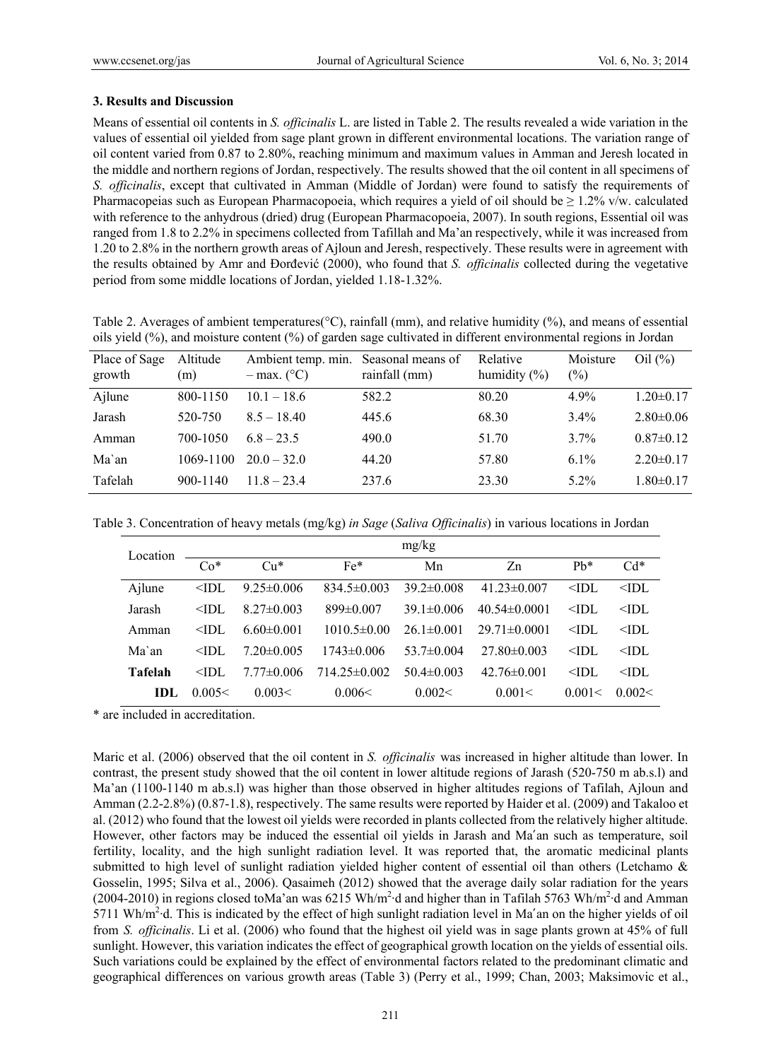### 3. Results and Discussion

Means of essential oil contents in *S. officinalis* L. are listed in Table 2. The results revealed a wide variation in the values of essential oil yielded from sage plant grown in different environmental locations. The variation range of oil content varied from 0.87 to 2.80%, reaching minimum and maximum values in Amman and Jeresh located in the middle and northern regions of Jordan, respectively. The results showed that the oil content in all specimens of *S. officinalis*, except that cultivated in Amman (Middle of Jordan) were found to satisfy the requirements of Pharmacopeias such as European Pharmacopoeia, which requires a yield of oil should be ≥ 1.2% v/w. calculated with reference to the anhydrous (dried) drug (European Pharmacopoeia, 2007). In south regions, Essential oil was ranged from 1.8 to 2.2% in specimens collected from Tafillah and Ma'an respectively, while it was increased from 1.20 to 2.8% in the northern growth areas of Ajloun and Jeresh, respectively. These results were in agreement with the results obtained by Amr and Đorđević (2000), who found that *S. officinalis* collected during the vegetative period from some middle locations of Jordan, yielded 1.18-1.32%.

Table 2. Averages of ambient temperatures(°C), rainfall (mm), and relative humidity (%), and means of essential oils yield (%), and moisture content (%) of garden sage cultivated in different environmental regions in Jordan

| Place of Sage growth | Altitude (m) | Ambient temp. min. – max. (°C) | Seasonal means of rainfall (mm) | Relative humidity (%) | Moisture (%) | Oil (%) |
|---|---|---|---|---|---|---|
| Ajlune | 800-1150 | 10.1 – 18.6 | 582.2 | 80.20 | 4.9% | 1.20±0.17 |
| Jarash | 520-750 | 8.5 – 18.40 | 445.6 | 68.30 | 3.4% | 2.80±0.06 |
| Amman | 700-1050 | 6.8 – 23.5 | 490.0 | 51.70 | 3.7% | 0.87±0.12 |
| Ma`an | 1069-1100 | 20.0 – 32.0 | 44.20 | 57.80 | 6.1% | 2.20±0.17 |
| Tafelah | 900-1140 | 11.8 – 23.4 | 237.6 | 23.30 | 5.2% | 1.80±0.17 |

Table 3. Concentration of heavy metals (mg/kg) *in Sage* (*Saliva Officinalis*) in various locations in Jordan

| Location | mg/kg | | | | | | |
|---|---|---|---|---|---|---|---|
| | Co* | Cu* | Fe* | Mn | Zn | Pb* | Cd* |
| Ajlune | <IDL | 9.25±0.006 | 834.5±0.003 | 39.2±0.008 | 41.23±0.007 | <IDL | <IDL |
| Jarash | <IDL | 8.27±0.003 | 899±0.007 | 39.1±0.006 | 40.54±0.0001 | <IDL | <IDL |
| Amman | <IDL | 6.60±0.001 | 1010.5±0.00 | 26.1±0.001 | 29.71±0.0001 | <IDL | <IDL |
| Ma`an | <IDL | 7.20±0.005 | 1743±0.006 | 53.7±0.004 | 27.80±0.003 | <IDL | <IDL |
| **Tafelah** | <IDL | 7.77±0.006 | 714.25±0.002 | 50.4±0.003 | 42.76±0.001 | <IDL | <IDL |
| **IDL** | 0.005< | 0.003< | 0.006< | 0.002< | 0.001< | 0.001< | 0.002< |

\* are included in accreditation.

Maric et al. (2006) observed that the oil content in *S. officinalis* was increased in higher altitude than lower. In contrast, the present study showed that the oil content in lower altitude regions of Jarash (520-750 m ab.s.l) and Ma'an (1100-1140 m ab.s.l) was higher than those observed in higher altitudes regions of Tafilah, Ajloun and Amman (2.2-2.8%) (0.87-1.8), respectively. The same results were reported by Haider et al. (2009) and Takaloo et al. (2012) who found that the lowest oil yields were recorded in plants collected from the relatively higher altitude. However, other factors may be induced the essential oil yields in Jarash and Ma′an such as temperature, soil fertility, locality, and the high sunlight radiation level. It was reported that, the aromatic medicinal plants submitted to high level of sunlight radiation yielded higher content of essential oil than others (Letchamo & Gosselin, 1995; Silva et al., 2006). Qasaimeh (2012) showed that the average daily solar radiation for the years (2004-2010) in regions closed toMa'an was 6215 Wh/m$^2$·d and higher than in Tafilah 5763 Wh/m$^2$·d and Amman 5711 Wh/m$^2$·d. This is indicated by the effect of high sunlight radiation level in Ma′an on the higher yields of oil from *S. officinalis*. Li et al. (2006) who found that the highest oil yield was in sage plants grown at 45% of full sunlight. However, this variation indicates the effect of geographical growth location on the yields of essential oils. Such variations could be explained by the effect of environmental factors related to the predominant climatic and geographical differences on various growth areas (Table 3) (Perry et al., 1999; Chan, 2003; Maksimovic et al.,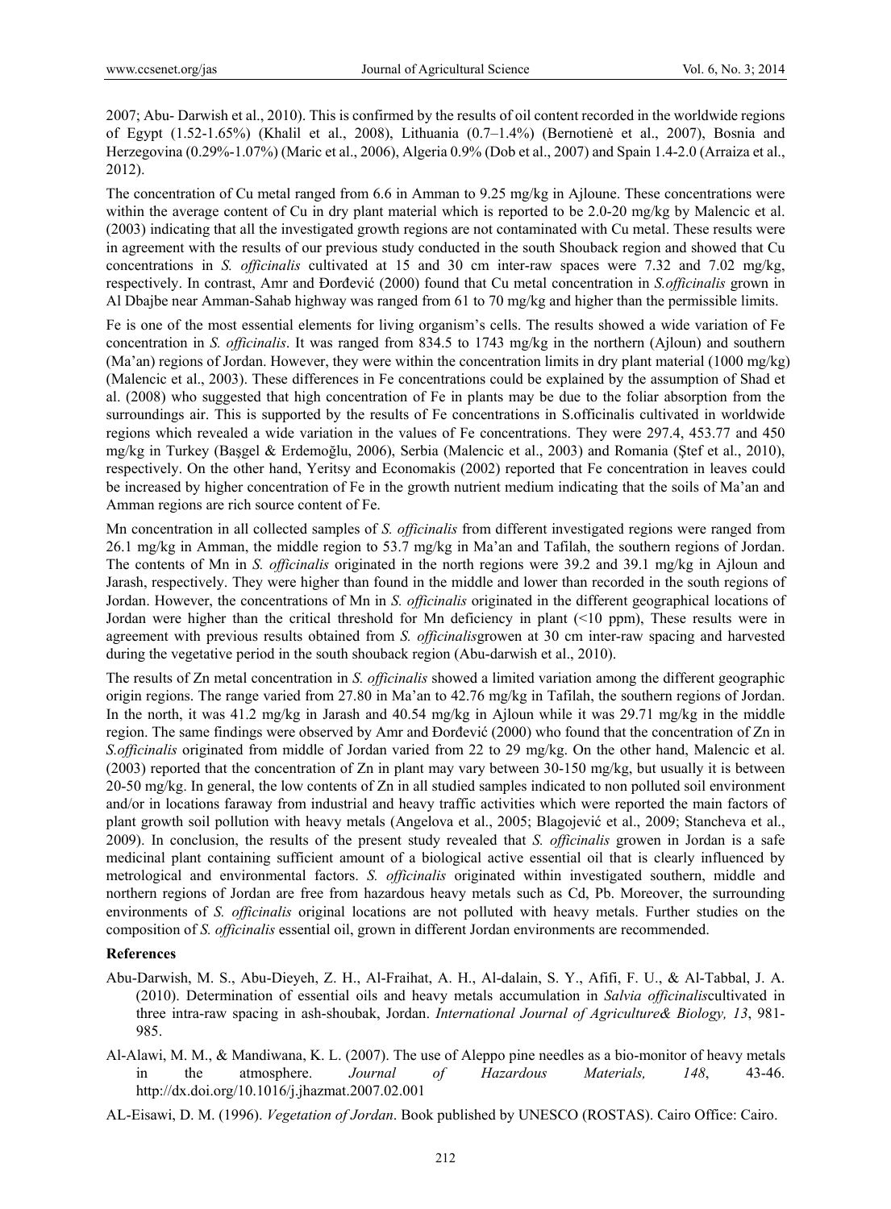2007; Abu- Darwish et al., 2010). This is confirmed by the results of oil content recorded in the worldwide regions of Egypt (1.52-1.65%) (Khalil et al., 2008), Lithuania (0.7–1.4%) (Bernotienė et al., 2007), Bosnia and Herzegovina (0.29%-1.07%) (Maric et al., 2006), Algeria 0.9% (Dob et al., 2007) and Spain 1.4-2.0 (Arraiza et al., 2012).

The concentration of Cu metal ranged from 6.6 in Amman to 9.25 mg/kg in Ajloune. These concentrations were within the average content of Cu in dry plant material which is reported to be 2.0-20 mg/kg by Malencic et al. (2003) indicating that all the investigated growth regions are not contaminated with Cu metal. These results were in agreement with the results of our previous study conducted in the south Shouback region and showed that Cu concentrations in *S. officinalis* cultivated at 15 and 30 cm inter-raw spaces were 7.32 and 7.02 mg/kg, respectively. In contrast, Amr and Đorđević (2000) found that Cu metal concentration in *S.officinalis* grown in Al Dbajbe near Amman-Sahab highway was ranged from 61 to 70 mg/kg and higher than the permissible limits.

Fe is one of the most essential elements for living organism's cells. The results showed a wide variation of Fe concentration in *S. officinalis*. It was ranged from 834.5 to 1743 mg/kg in the northern (Ajloun) and southern (Ma'an) regions of Jordan. However, they were within the concentration limits in dry plant material (1000 mg/kg) (Malencic et al., 2003). These differences in Fe concentrations could be explained by the assumption of Shad et al. (2008) who suggested that high concentration of Fe in plants may be due to the foliar absorption from the surroundings air. This is supported by the results of Fe concentrations in S.officinalis cultivated in worldwide regions which revealed a wide variation in the values of Fe concentrations. They were 297.4, 453.77 and 450 mg/kg in Turkey (Başgel & Erdemoğlu, 2006), Serbia (Malencic et al., 2003) and Romania (Ştef et al., 2010), respectively. On the other hand, Yeritsy and Economakis (2002) reported that Fe concentration in leaves could be increased by higher concentration of Fe in the growth nutrient medium indicating that the soils of Ma'an and Amman regions are rich source content of Fe.

Mn concentration in all collected samples of *S. officinalis* from different investigated regions were ranged from 26.1 mg/kg in Amman, the middle region to 53.7 mg/kg in Ma'an and Tafilah, the southern regions of Jordan. The contents of Mn in *S. officinalis* originated in the north regions were 39.2 and 39.1 mg/kg in Ajloun and Jarash, respectively. They were higher than found in the middle and lower than recorded in the south regions of Jordan. However, the concentrations of Mn in *S. officinalis* originated in the different geographical locations of Jordan were higher than the critical threshold for Mn deficiency in plant (<10 ppm), These results were in agreement with previous results obtained from *S. officinalis*growen at 30 cm inter-raw spacing and harvested during the vegetative period in the south shouback region (Abu-darwish et al., 2010).

The results of Zn metal concentration in *S. officinalis* showed a limited variation among the different geographic origin regions. The range varied from 27.80 in Ma'an to 42.76 mg/kg in Tafilah, the southern regions of Jordan. In the north, it was 41.2 mg/kg in Jarash and 40.54 mg/kg in Ajloun while it was 29.71 mg/kg in the middle region. The same findings were observed by Amr and Đorđević (2000) who found that the concentration of Zn in *S.officinalis* originated from middle of Jordan varied from 22 to 29 mg/kg. On the other hand, Malencic et al. (2003) reported that the concentration of Zn in plant may vary between 30-150 mg/kg, but usually it is between 20-50 mg/kg. In general, the low contents of Zn in all studied samples indicated to non polluted soil environment and/or in locations faraway from industrial and heavy traffic activities which were reported the main factors of plant growth soil pollution with heavy metals (Angelova et al., 2005; Blagojević et al., 2009; Stancheva et al., 2009). In conclusion, the results of the present study revealed that *S. officinalis* growen in Jordan is a safe medicinal plant containing sufficient amount of a biological active essential oil that is clearly influenced by metrological and environmental factors. *S. officinalis* originated within investigated southern, middle and northern regions of Jordan are free from hazardous heavy metals such as Cd, Pb. Moreover, the surrounding environments of *S. officinalis* original locations are not polluted with heavy metals. Further studies on the composition of *S. officinalis* essential oil, grown in different Jordan environments are recommended.

**References**

Abu-Darwish, M. S., Abu-Dieyeh, Z. H., Al-Fraihat, A. H., Al-dalain, S. Y., Afifi, F. U., & Al-Tabbal, J. A. (2010). Determination of essential oils and heavy metals accumulation in *Salvia officinalis*cultivated in three intra-raw spacing in ash-shoubak, Jordan. *International Journal of Agriculture& Biology, 13*, 981-985.

Al-Alawi, M. M., & Mandiwana, K. L. (2007). The use of Aleppo pine needles as a bio-monitor of heavy metals in the atmosphere. *Journal of Hazardous Materials, 148*, 43-46. http://dx.doi.org/10.1016/j.jhazmat.2007.02.001

AL-Eisawi, D. M. (1996). *Vegetation of Jordan*. Book published by UNESCO (ROSTAS). Cairo Office: Cairo.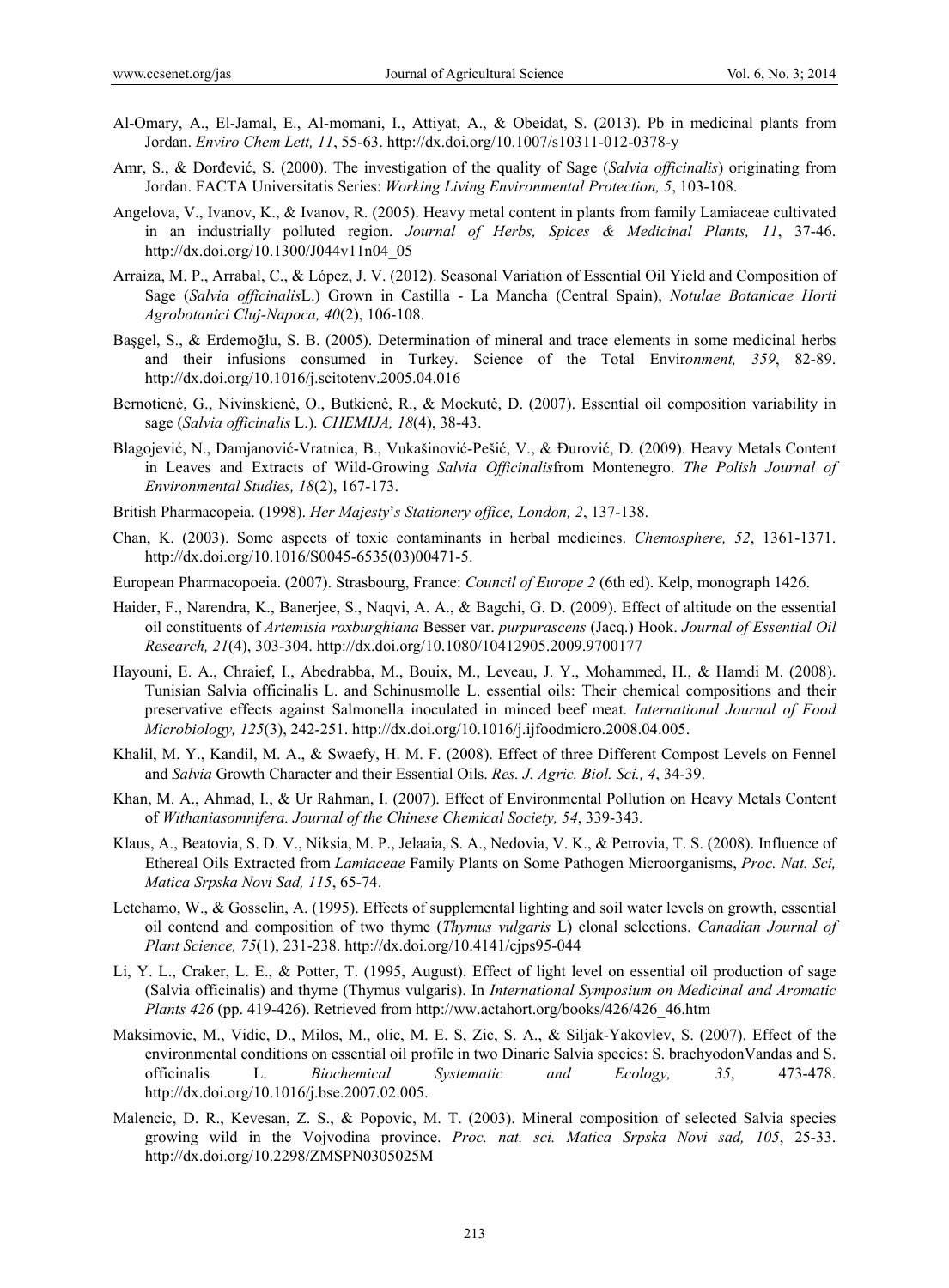Al-Omary, A., El-Jamal, E., Al-momani, I., Attiyat, A., & Obeidat, S. (2013). Pb in medicinal plants from Jordan. *Enviro Chem Lett, 11*, 55-63. http://dx.doi.org/10.1007/s10311-012-0378-y

Amr, S., & Đorđević, S. (2000). The investigation of the quality of Sage (*Salvia officinalis*) originating from Jordan. FACTA Universitatis Series: *Working Living Environmental Protection, 5*, 103-108.

Angelova, V., Ivanov, K., & Ivanov, R. (2005). Heavy metal content in plants from family Lamiaceae cultivated in an industrially polluted region. *Journal of Herbs, Spices & Medicinal Plants, 11*, 37-46. http://dx.doi.org/10.1300/J044v11n04_05

Arraiza, M. P., Arrabal, C., & López, J. V. (2012). Seasonal Variation of Essential Oil Yield and Composition of Sage (*Salvia officinalis*L.) Grown in Castilla - La Mancha (Central Spain), *Notulae Botanicae Horti Agrobotanici Cluj-Napoca, 40*(2), 106-108.

Başgel, S., & Erdemoğlu, S. B. (2005). Determination of mineral and trace elements in some medicinal herbs and their infusions consumed in Turkey. Science of the Total Envir*onment, 359*, 82-89. http://dx.doi.org/10.1016/j.scitotenv.2005.04.016

Bernotienė, G., Nivinskienė, O., Butkienė, R., & Mockutė, D. (2007). Essential oil composition variability in sage (*Salvia officinalis* L.). *CHEMIJA, 18*(4), 38-43.

Blagojević, N., Damjanović-Vratnica, B., Vukašinović-Pešić, V., & Đurović, D. (2009). Heavy Metals Content in Leaves and Extracts of Wild-Growing *Salvia Officinalis*from Montenegro. *The Polish Journal of Environmental Studies, 18*(2), 167-173.

British Pharmacopeia. (1998). *Her Majesty*'*s Stationery office, London, 2*, 137-138.

Chan, K. (2003). Some aspects of toxic contaminants in herbal medicines. *Chemosphere, 52*, 1361-1371. http://dx.doi.org/10.1016/S0045-6535(03)00471-5.

European Pharmacopoeia. (2007). Strasbourg, France: *Council of Europe 2* (6th ed). Kelp, monograph 1426.

Haider, F., Narendra, K., Banerjee, S., Naqvi, A. A., & Bagchi, G. D. (2009). Effect of altitude on the essential oil constituents of *Artemisia roxburghiana* Besser var. *purpurascens* (Jacq.) Hook. *Journal of Essential Oil Research, 21*(4), 303-304. http://dx.doi.org/10.1080/10412905.2009.9700177

Hayouni, E. A., Chraief, I., Abedrabba, M., Bouix, M., Leveau, J. Y., Mohammed, H., & Hamdi M. (2008). Tunisian Salvia officinalis L. and Schinusmolle L. essential oils: Their chemical compositions and their preservative effects against Salmonella inoculated in minced beef meat. *International Journal of Food Microbiology, 125*(3), 242-251. http://dx.doi.org/10.1016/j.ijfoodmicro.2008.04.005.

Khalil, M. Y., Kandil, M. A., & Swaefy, H. M. F. (2008). Effect of three Different Compost Levels on Fennel and *Salvia* Growth Character and their Essential Oils. *Res. J. Agric. Biol. Sci., 4*, 34-39.

Khan, M. A., Ahmad, I., & Ur Rahman, I. (2007). Effect of Environmental Pollution on Heavy Metals Content of *Withaniasomnifera*. *Journal of the Chinese Chemical Society, 54*, 339-343*.*

Klaus, A., Beatovia, S. D. V., Niksia, M. P., Jelaaia, S. A., Nedovia, V. K., & Petrovia, T. S. (2008). Influence of Ethereal Oils Extracted from *Lamiaceae* Family Plants on Some Pathogen Microorganisms, *Proc. Nat. Sci, Matica Srpska Novi Sad, 115*, 65-74.

Letchamo, W., & Gosselin, A. (1995). Effects of supplemental lighting and soil water levels on growth, essential oil contend and composition of two thyme (*Thymus vulgaris* L) clonal selections. *Canadian Journal of Plant Science, 75*(1), 231-238. http://dx.doi.org/10.4141/cjps95-044

Li, Y. L., Craker, L. E., & Potter, T. (1995, August). Effect of light level on essential oil production of sage (Salvia officinalis) and thyme (Thymus vulgaris). In *International Symposium on Medicinal and Aromatic Plants 426* (pp. 419-426). Retrieved from http://ww.actahort.org/books/426/426_46.htm

Maksimovic, M., Vidic, D., Milos, M., olic, M. E. S, Zic, S. A., & Siljak-Yakovlev, S. (2007). Effect of the environmental conditions on essential oil profile in two Dinaric Salvia species: S. brachyodonVandas and S. officinalis L. *Biochemical Systematic and Ecology, 35*, 473-478. http://dx.doi.org/10.1016/j.bse.2007.02.005.

Malencic, D. R., Kevesan, Z. S., & Popovic, M. T. (2003). Mineral composition of selected Salvia species growing wild in the Vojvodina province. *Proc. nat. sci. Matica Srpska Novi sad, 105*, 25-33. http://dx.doi.org/10.2298/ZMSPN0305025M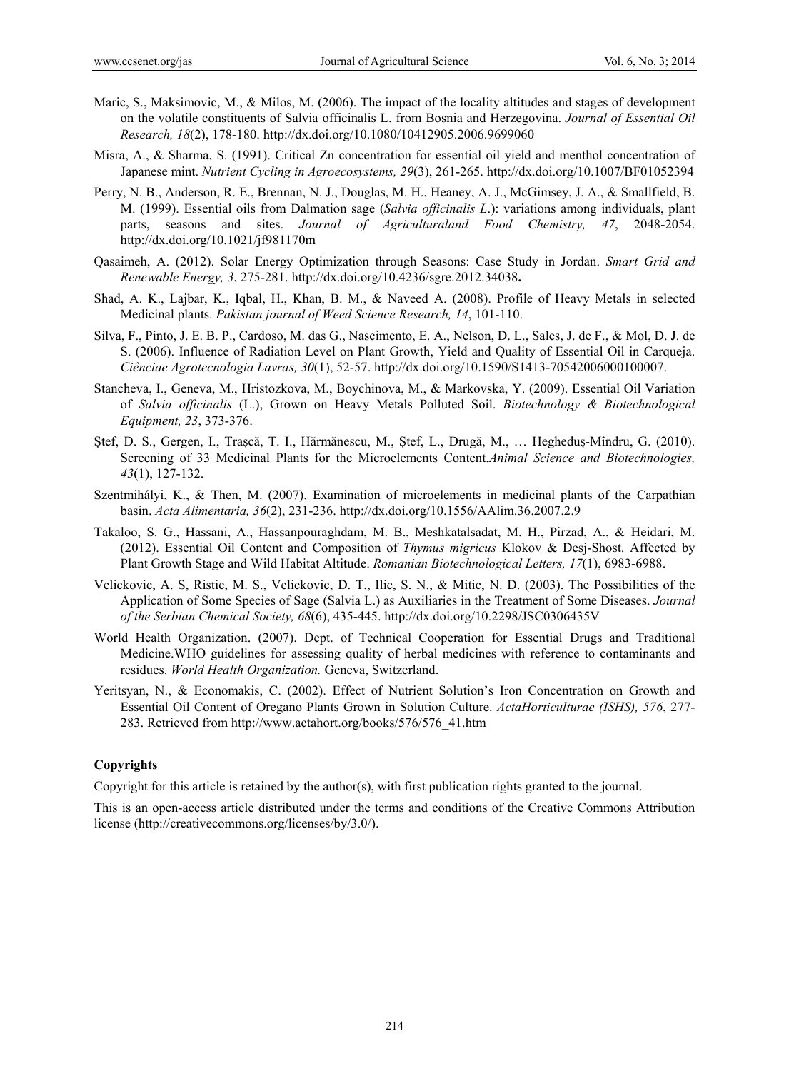Maric, S., Maksimovic, M., & Milos, M. (2006). The impact of the locality altitudes and stages of development on the volatile constituents of Salvia officinalis L. from Bosnia and Herzegovina. *Journal of Essential Oil Research, 18*(2), 178-180. http://dx.doi.org/10.1080/10412905.2006.9699060

Misra, A., & Sharma, S. (1991). Critical Zn concentration for essential oil yield and menthol concentration of Japanese mint. *Nutrient Cycling in Agroecosystems, 29*(3), 261-265. http://dx.doi.org/10.1007/BF01052394

Perry, N. B., Anderson, R. E., Brennan, N. J., Douglas, M. H., Heaney, A. J., McGimsey, J. A., & Smallfield, B. M. (1999). Essential oils from Dalmation sage (*Salvia officinalis L.*): variations among individuals, plant parts, seasons and sites. *Journal of Agriculturaland Food Chemistry, 47*, 2048-2054. http://dx.doi.org/10.1021/jf981170m

Qasaimeh, A. (2012). Solar Energy Optimization through Seasons: Case Study in Jordan. *Smart Grid and Renewable Energy, 3*, 275-281. http://dx.doi.org/10.4236/sgre.2012.34038**.**

Shad, A. K., Lajbar, K., Iqbal, H., Khan, B. M., & Naveed A. (2008). Profile of Heavy Metals in selected Medicinal plants. *Pakistan journal of Weed Science Research, 14*, 101-110.

Silva, F., Pinto, J. E. B. P., Cardoso, M. das G., Nascimento, E. A., Nelson, D. L., Sales, J. de F., & Mol, D. J. de S. (2006). Influence of Radiation Level on Plant Growth, Yield and Quality of Essential Oil in Carqueja. *Ciênciae Agrotecnologia Lavras, 30*(1), 52-57. http://dx.doi.org/10.1590/S1413-70542006000100007.

Stancheva, I., Geneva, M., Hristozkova, M., Boychinova, M., & Markovska, Y. (2009). Essential Oil Variation of *Salvia officinalis* (L.), Grown on Heavy Metals Polluted Soil. *Biotechnology & Biotechnological Equipment, 23*, 373-376.

Ştef, D. S., Gergen, I., Traşcă, T. I., Hărmănescu, M., Ştef, L., Drugă, M., … Hegheduş-Mîndru, G. (2010). Screening of 33 Medicinal Plants for the Microelements Content.*Animal Science and Biotechnologies, 43*(1), 127-132.

Szentmihályi, K., & Then, M. (2007). Examination of microelements in medicinal plants of the Carpathian basin. *Acta Alimentaria, 36*(2), 231-236. http://dx.doi.org/10.1556/AAlim.36.2007.2.9

Takaloo, S. G., Hassani, A., Hassanpouraghdam, M. B., Meshkatalsadat, M. H., Pirzad, A., & Heidari, M. (2012). Essential Oil Content and Composition of *Thymus migricus* Klokov & Desj-Shost. Affected by Plant Growth Stage and Wild Habitat Altitude. *Romanian Biotechnological Letters, 17*(1), 6983-6988.

Velickovic, A. S, Ristic, M. S., Velickovic, D. T., Ilic, S. N., & Mitic, N. D. (2003). The Possibilities of the Application of Some Species of Sage (Salvia L.) as Auxiliaries in the Treatment of Some Diseases. *Journal of the Serbian Chemical Society, 68*(6), 435-445. http://dx.doi.org/10.2298/JSC0306435V

World Health Organization. (2007). Dept. of Technical Cooperation for Essential Drugs and Traditional Medicine.WHO guidelines for assessing quality of herbal medicines with reference to contaminants and residues. *World Health Organization.* Geneva, Switzerland.

Yeritsyan, N., & Economakis, C. (2002). Effect of Nutrient Solution's Iron Concentration on Growth and Essential Oil Content of Oregano Plants Grown in Solution Culture. *ActaHorticulturae (ISHS), 576*, 277-283. Retrieved from http://www.actahort.org/books/576/576_41.htm

**Copyrights**

Copyright for this article is retained by the author(s), with first publication rights granted to the journal.

This is an open-access article distributed under the terms and conditions of the Creative Commons Attribution license (http://creativecommons.org/licenses/by/3.0/).